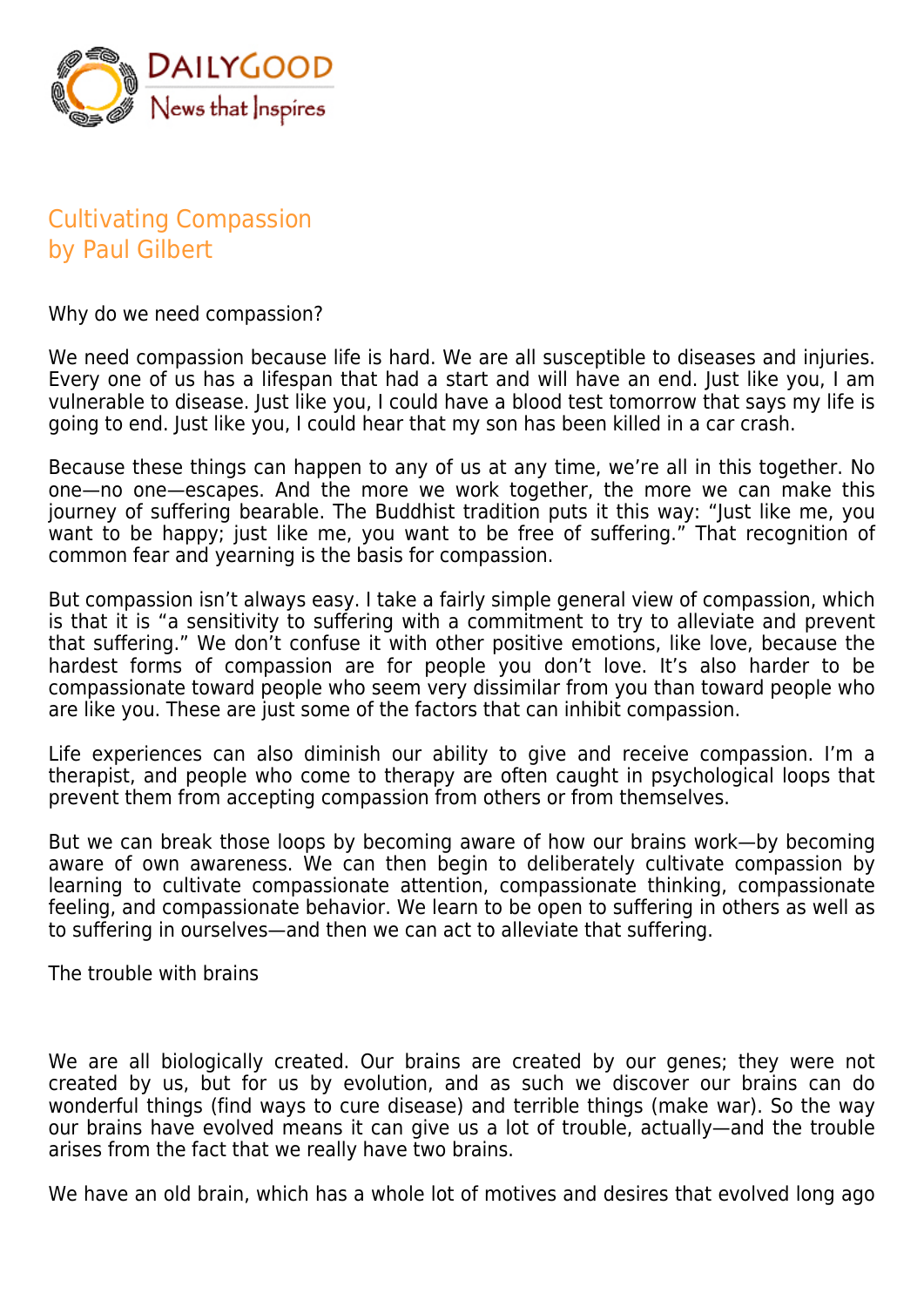# Cultivating Compassion
by Paul Gilbert

## Why do we need compassion?

We need compassion because life is hard. We are all susceptible to diseases and injuries. Every one of us has a lifespan that had a start and will have an end. Just like you, I am vulnerable to disease. Just like you, I could have a blood test tomorrow that says my life is going to end. Just like you, I could hear that my son has been killed in a car crash.

Because these things can happen to any of us at any time, we're all in this together. No one—no one—escapes. And the more we work together, the more we can make this journey of suffering bearable. The Buddhist tradition puts it this way: "Just like me, you want to be happy; just like me, you want to be free of suffering." That recognition of common fear and yearning is the basis for compassion.

But compassion isn't always easy. I take a fairly simple general view of compassion, which is that it is "a sensitivity to suffering with a commitment to try to alleviate and prevent that suffering." We don't confuse it with other positive emotions, like love, because the hardest forms of compassion are for people you don't love. It's also harder to be compassionate toward people who seem very dissimilar from you than toward people who are like you. These are just some of the factors that can inhibit compassion.

Life experiences can also diminish our ability to give and receive compassion. I'm a therapist, and people who come to therapy are often caught in psychological loops that prevent them from accepting compassion from others or from themselves.

But we can break those loops by becoming aware of how our brains work—by becoming aware of own awareness. We can then begin to deliberately cultivate compassion by learning to cultivate compassionate attention, compassionate thinking, compassionate feeling, and compassionate behavior. We learn to be open to suffering in others as well as to suffering in ourselves—and then we can act to alleviate that suffering.

## The trouble with brains

We are all biologically created. Our brains are created by our genes; they were not created by us, but for us by evolution, and as such we discover our brains can do wonderful things (find ways to cure disease) and terrible things (make war). So the way our brains have evolved means it can give us a lot of trouble, actually—and the trouble arises from the fact that we really have two brains.

We have an old brain, which has a whole lot of motives and desires that evolved long ago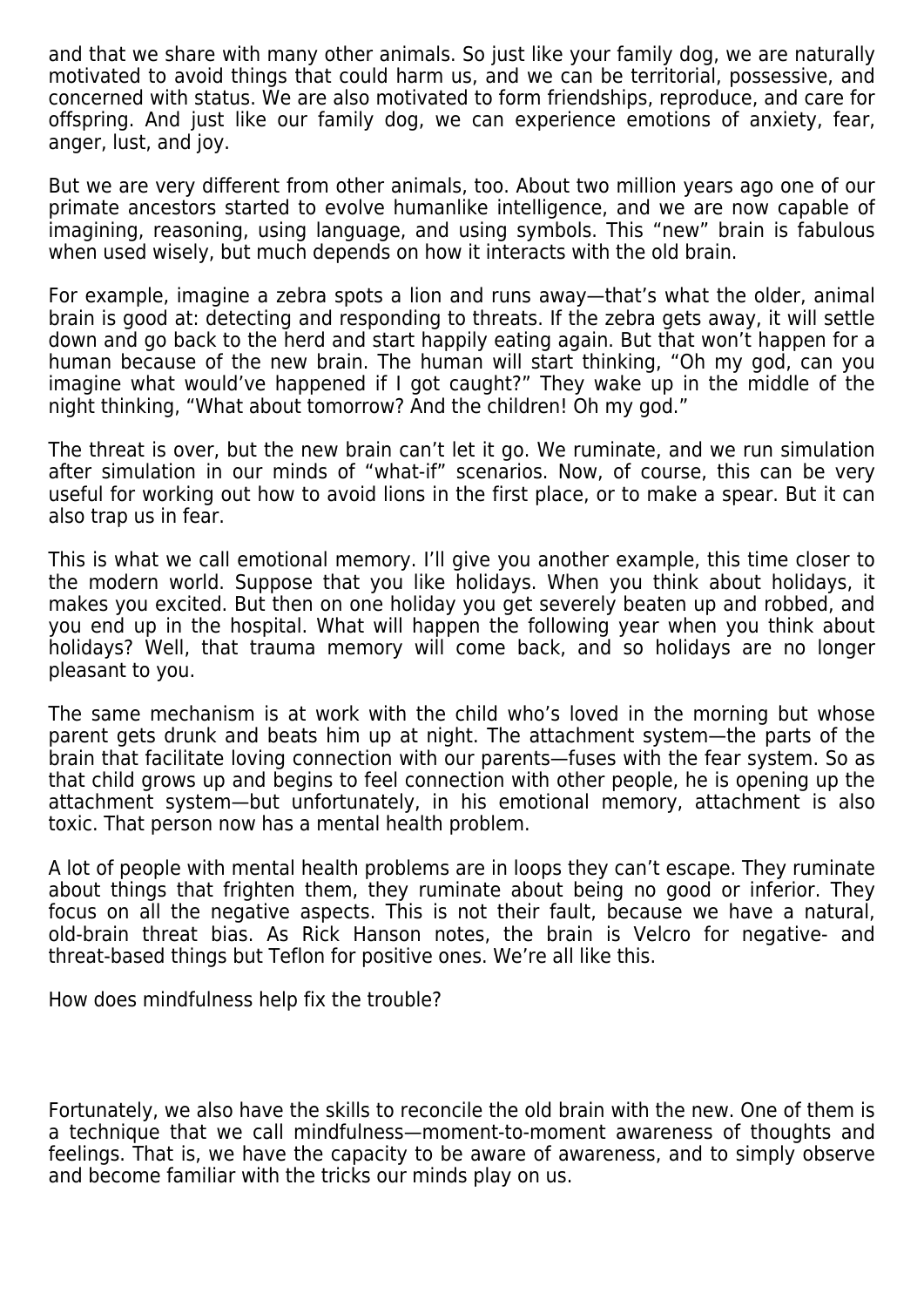and that we share with many other animals. So just like your family dog, we are naturally motivated to avoid things that could harm us, and we can be territorial, possessive, and concerned with status. We are also motivated to form friendships, reproduce, and care for offspring. And just like our family dog, we can experience emotions of anxiety, fear, anger, lust, and joy.

But we are very different from other animals, too. About two million years ago one of our primate ancestors started to evolve humanlike intelligence, and we are now capable of imagining, reasoning, using language, and using symbols. This "new" brain is fabulous when used wisely, but much depends on how it interacts with the old brain.

For example, imagine a zebra spots a lion and runs away—that's what the older, animal brain is good at: detecting and responding to threats. If the zebra gets away, it will settle down and go back to the herd and start happily eating again. But that won't happen for a human because of the new brain. The human will start thinking, "Oh my god, can you imagine what would've happened if I got caught?" They wake up in the middle of the night thinking, "What about tomorrow? And the children! Oh my god."

The threat is over, but the new brain can't let it go. We ruminate, and we run simulation after simulation in our minds of "what-if" scenarios. Now, of course, this can be very useful for working out how to avoid lions in the first place, or to make a spear. But it can also trap us in fear.

This is what we call emotional memory. I'll give you another example, this time closer to the modern world. Suppose that you like holidays. When you think about holidays, it makes you excited. But then on one holiday you get severely beaten up and robbed, and you end up in the hospital. What will happen the following year when you think about holidays? Well, that trauma memory will come back, and so holidays are no longer pleasant to you.

The same mechanism is at work with the child who's loved in the morning but whose parent gets drunk and beats him up at night. The attachment system—the parts of the brain that facilitate loving connection with our parents—fuses with the fear system. So as that child grows up and begins to feel connection with other people, he is opening up the attachment system—but unfortunately, in his emotional memory, attachment is also toxic. That person now has a mental health problem.

A lot of people with mental health problems are in loops they can't escape. They ruminate about things that frighten them, they ruminate about being no good or inferior. They focus on all the negative aspects. This is not their fault, because we have a natural, old-brain threat bias. As Rick Hanson notes, the brain is Velcro for negative- and threat-based things but Teflon for positive ones. We're all like this.

How does mindfulness help fix the trouble?

Fortunately, we also have the skills to reconcile the old brain with the new. One of them is a technique that we call mindfulness—moment-to-moment awareness of thoughts and feelings. That is, we have the capacity to be aware of awareness, and to simply observe and become familiar with the tricks our minds play on us.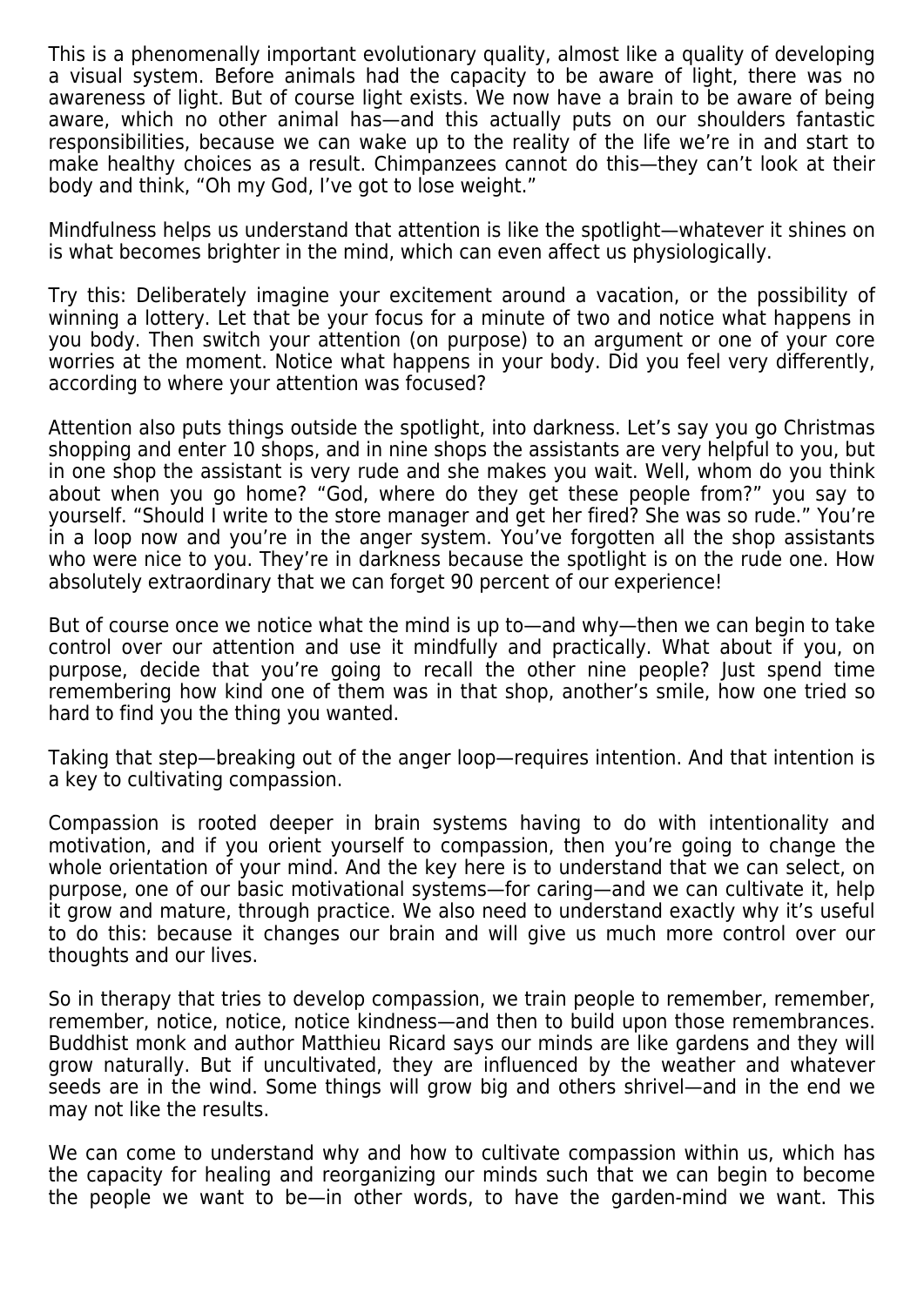This is a phenomenally important evolutionary quality, almost like a quality of developing a visual system. Before animals had the capacity to be aware of light, there was no awareness of light. But of course light exists. We now have a brain to be aware of being aware, which no other animal has—and this actually puts on our shoulders fantastic responsibilities, because we can wake up to the reality of the life we're in and start to make healthy choices as a result. Chimpanzees cannot do this—they can't look at their body and think, "Oh my God, I've got to lose weight."

Mindfulness helps us understand that attention is like the spotlight—whatever it shines on is what becomes brighter in the mind, which can even affect us physiologically.

Try this: Deliberately imagine your excitement around a vacation, or the possibility of winning a lottery. Let that be your focus for a minute of two and notice what happens in you body. Then switch your attention (on purpose) to an argument or one of your core worries at the moment. Notice what happens in your body. Did you feel very differently, according to where your attention was focused?

Attention also puts things outside the spotlight, into darkness. Let's say you go Christmas shopping and enter 10 shops, and in nine shops the assistants are very helpful to you, but in one shop the assistant is very rude and she makes you wait. Well, whom do you think about when you go home? "God, where do they get these people from?" you say to yourself. "Should I write to the store manager and get her fired? She was so rude." You're in a loop now and you're in the anger system. You've forgotten all the shop assistants who were nice to you. They're in darkness because the spotlight is on the rude one. How absolutely extraordinary that we can forget 90 percent of our experience!

But of course once we notice what the mind is up to—and why—then we can begin to take control over our attention and use it mindfully and practically. What about if you, on purpose, decide that you're going to recall the other nine people? Just spend time remembering how kind one of them was in that shop, another's smile, how one tried so hard to find you the thing you wanted.

Taking that step—breaking out of the anger loop—requires intention. And that intention is a key to cultivating compassion.

Compassion is rooted deeper in brain systems having to do with intentionality and motivation, and if you orient yourself to compassion, then you're going to change the whole orientation of your mind. And the key here is to understand that we can select, on purpose, one of our basic motivational systems—for caring—and we can cultivate it, help it grow and mature, through practice. We also need to understand exactly why it's useful to do this: because it changes our brain and will give us much more control over our thoughts and our lives.

So in therapy that tries to develop compassion, we train people to remember, remember, remember, notice, notice, notice kindness—and then to build upon those remembrances. Buddhist monk and author Matthieu Ricard says our minds are like gardens and they will grow naturally. But if uncultivated, they are influenced by the weather and whatever seeds are in the wind. Some things will grow big and others shrivel—and in the end we may not like the results.

We can come to understand why and how to cultivate compassion within us, which has the capacity for healing and reorganizing our minds such that we can begin to become the people we want to be—in other words, to have the garden-mind we want. This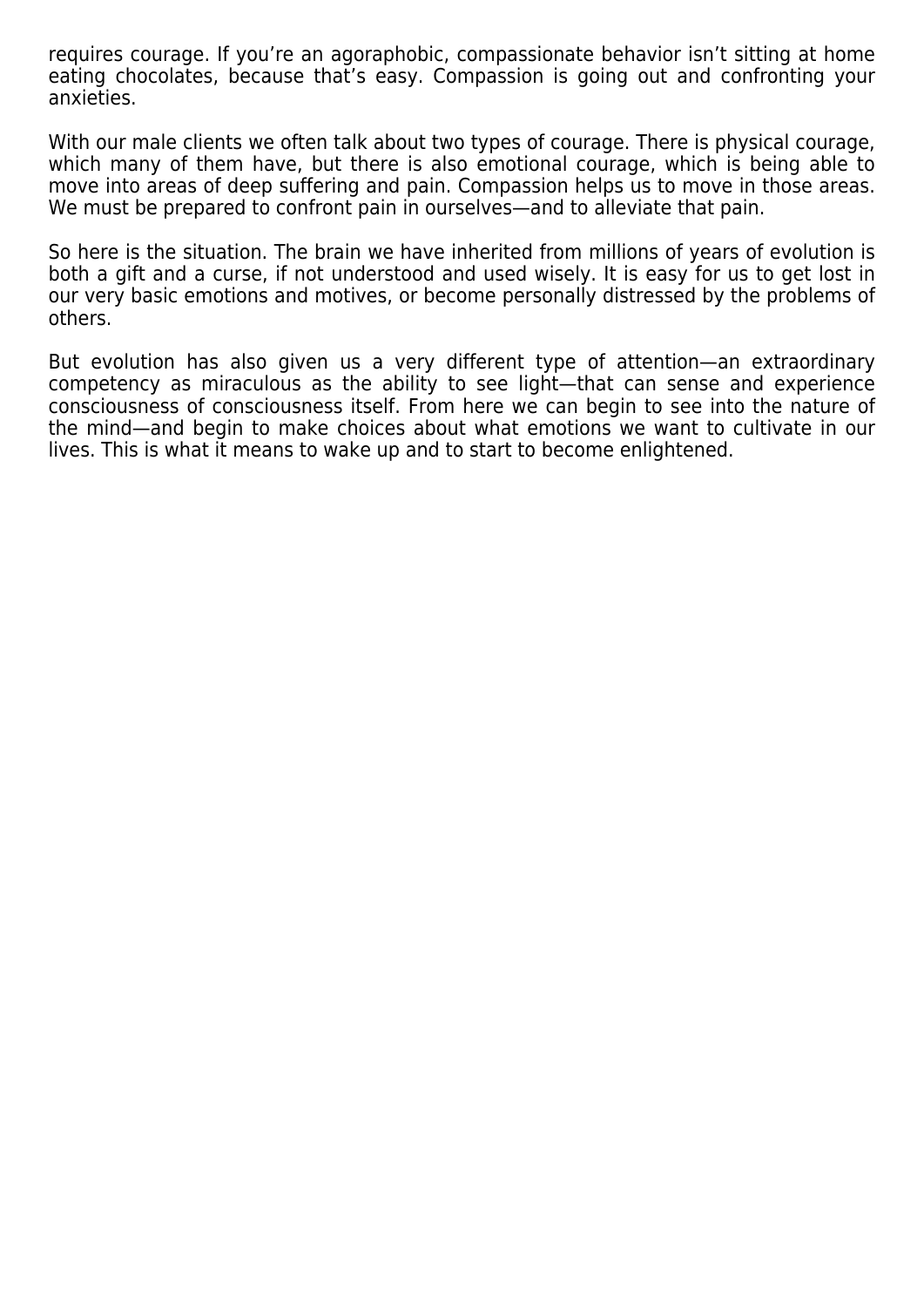requires courage. If you're an agoraphobic, compassionate behavior isn't sitting at home eating chocolates, because that's easy. Compassion is going out and confronting your anxieties.

With our male clients we often talk about two types of courage. There is physical courage, which many of them have, but there is also emotional courage, which is being able to move into areas of deep suffering and pain. Compassion helps us to move in those areas. We must be prepared to confront pain in ourselves—and to alleviate that pain.

So here is the situation. The brain we have inherited from millions of years of evolution is both a gift and a curse, if not understood and used wisely. It is easy for us to get lost in our very basic emotions and motives, or become personally distressed by the problems of others.

But evolution has also given us a very different type of attention—an extraordinary competency as miraculous as the ability to see light—that can sense and experience consciousness of consciousness itself. From here we can begin to see into the nature of the mind—and begin to make choices about what emotions we want to cultivate in our lives. This is what it means to wake up and to start to become enlightened.